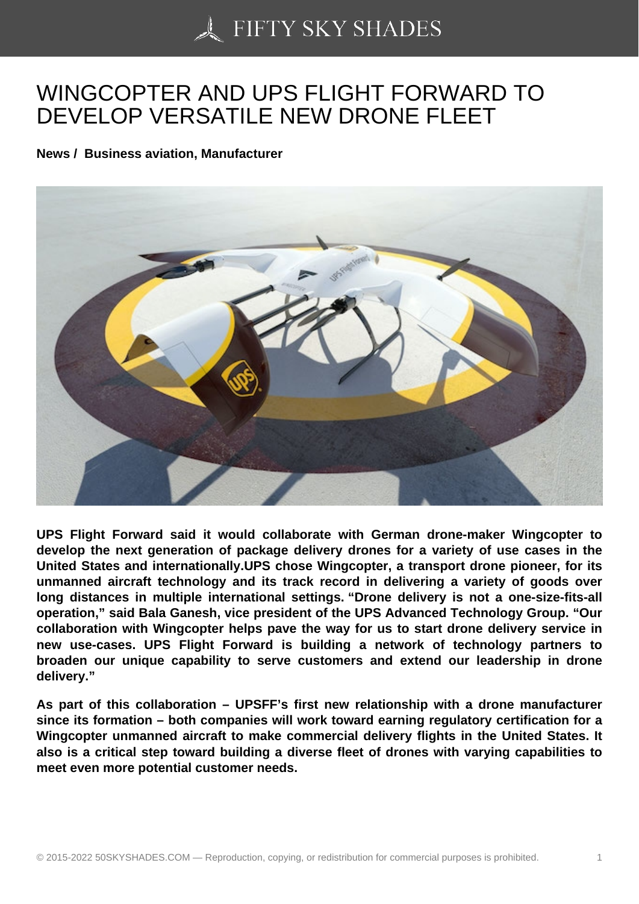# WINGCOPTER AND UPS FLIGHT FORWARD TO DEVELOP VERSATILE NEW DRONE FLEET

**News / Business aviation, Manufacturer**

**UPS Flight Forward said it would collaborate with German drone-maker Wingcopter to develop the next generation of package delivery drones for a variety of use cases in the United States and internationally.UPS chose Wingcopter, a transport drone pioneer, for its unmanned aircraft technology and its track record in delivering a variety of goods over long distances in multiple international settings. "Drone delivery is not a one-size-fits-all operation," said Bala Ganesh, vice president of the UPS Advanced Technology Group. "Our collaboration with Wingcopter helps pave the way for us to start drone delivery service in new use-cases. UPS Flight Forward is building a network of technology partners to broaden our unique capability to serve customers and extend our leadership in drone delivery."**

**As part of this collaboration – UPSFF's first new relationship with a drone manufacturer since its formation – both companies will work toward earning regulatory certification for a Wingcopter unmanned aircraft to make commercial delivery flights in the United States. It also is a critical step toward building a diverse fleet of drones with varying capabilities to meet even more potential customer needs.**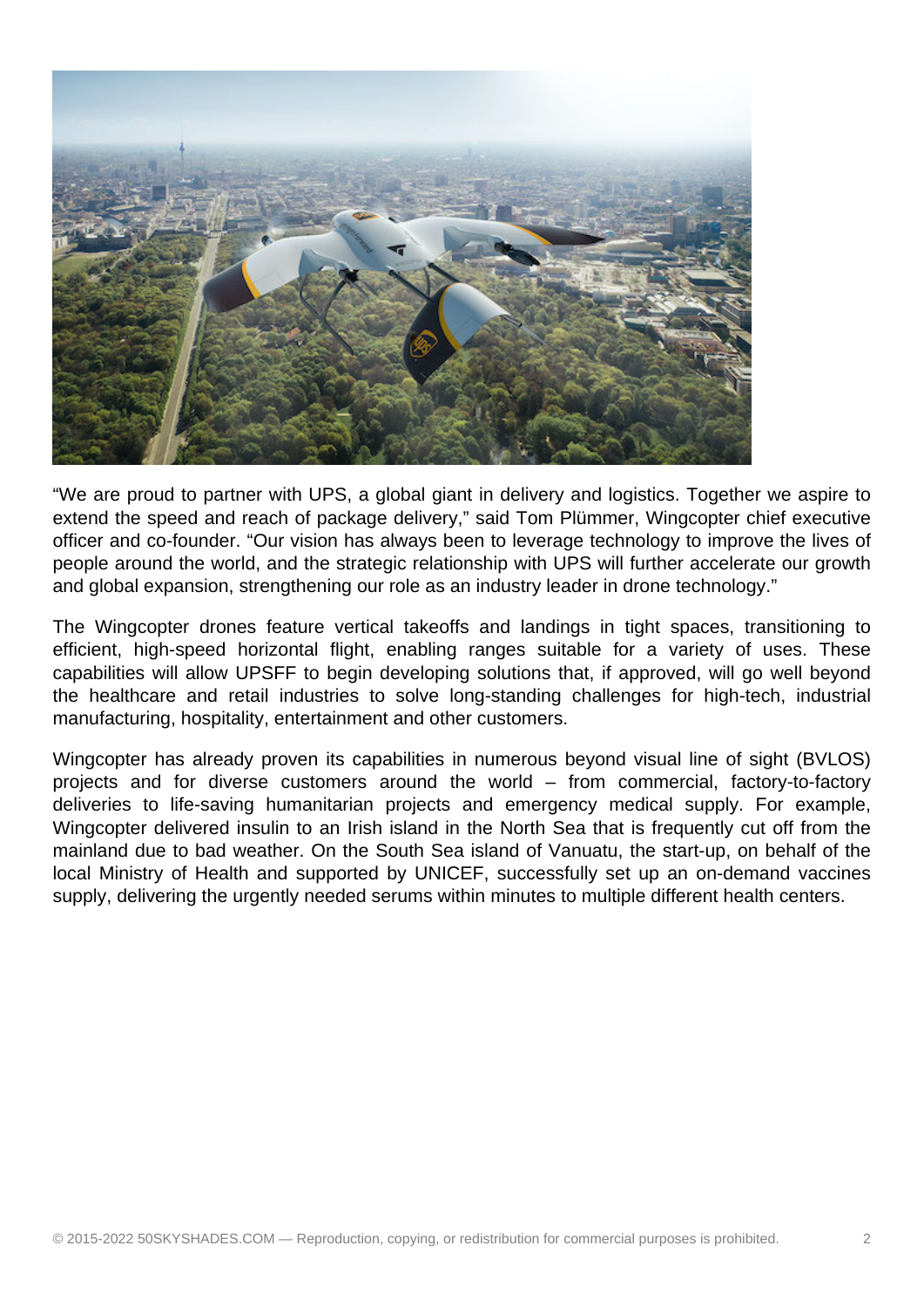“We are proud to partner with UPS, a global giant in delivery and logistics. Together we aspire to extend the speed and reach of package delivery,” said Tom Plümmer, Wingcopter chief executive officer and co-founder. “Our vision has always been to leverage technology to improve the lives of people around the world, and the strategic relationship with UPS will further accelerate our growth and global expansion, strengthening our role as an industry leader in drone technology.”

The Wingcopter drones feature vertical takeoffs and landings in tight spaces, transitioning to efficient, high-speed horizontal flight, enabling ranges suitable for a variety of uses. These capabilities will allow UPSFF to begin developing solutions that, if approved, will go well beyond the healthcare and retail industries to solve long-standing challenges for high-tech, industrial manufacturing, hospitality, entertainment and other customers.

Wingcopter has already proven its capabilities in numerous beyond visual line of sight (BVLOS) projects and for diverse customers around the world – from commercial, factory-to-factory deliveries to life-saving humanitarian projects and emergency medical supply. For example, Wingcopter delivered insulin to an Irish island in the North Sea that is frequently cut off from the mainland due to bad weather. On the South Sea island of Vanuatu, the start-up, on behalf of the local Ministry of Health and supported by UNICEF, successfully set up an on-demand vaccines supply, delivering the urgently needed serums within minutes to multiple different health centers.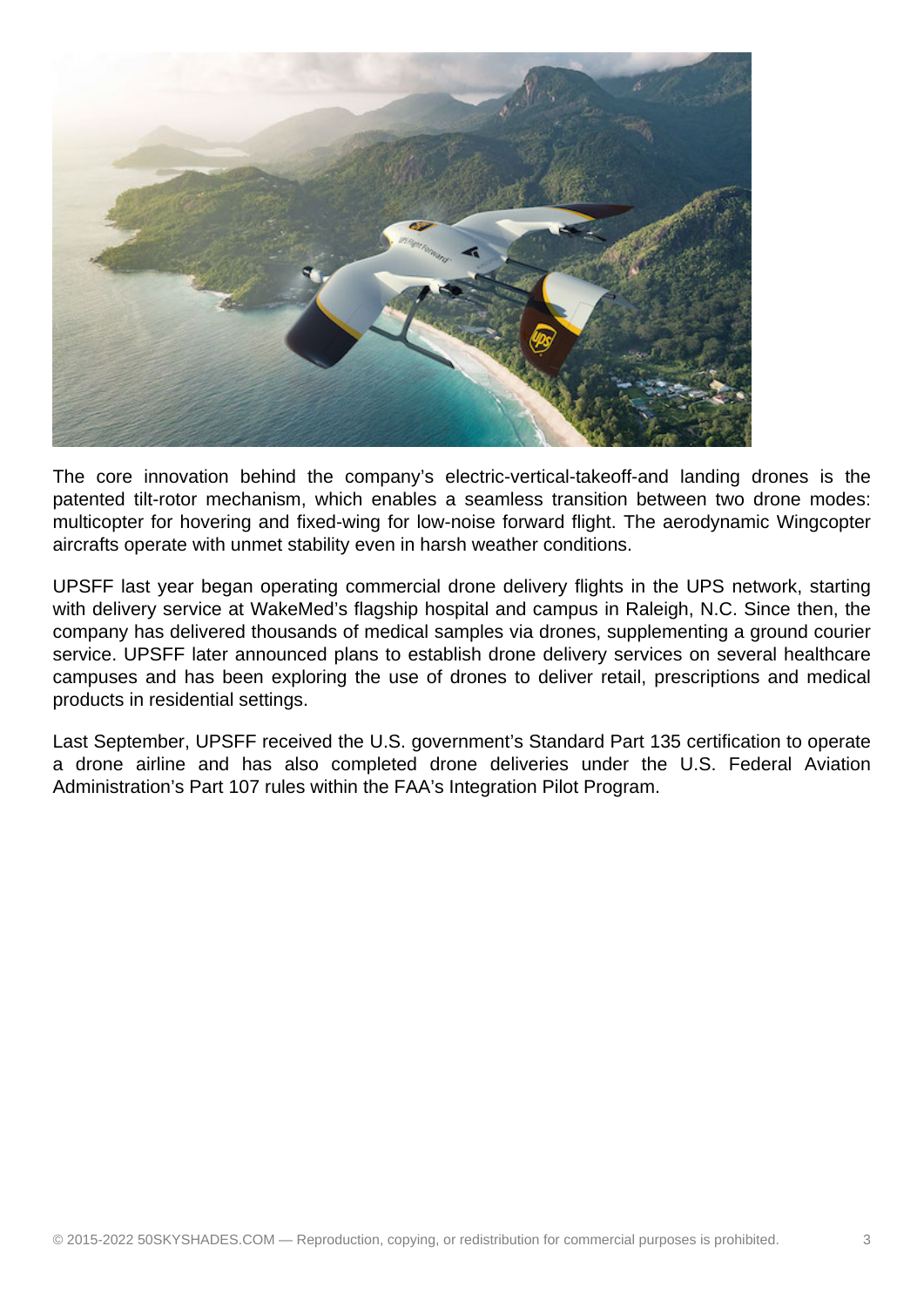The core innovation behind the company's electric-vertical-takeoff-and landing drones is the patented tilt-rotor mechanism, which enables a seamless transition between two drone modes: multicopter for hovering and fixed-wing for low-noise forward flight. The aerodynamic Wingcopter aircrafts operate with unmet stability even in harsh weather conditions.

UPSFF last year began operating commercial drone delivery flights in the UPS network, starting with delivery service at WakeMed's flagship hospital and campus in Raleigh, N.C. Since then, the company has delivered thousands of medical samples via drones, supplementing a ground courier service. UPSFF later announced plans to establish drone delivery services on several healthcare campuses and has been exploring the use of drones to deliver retail, prescriptions and medical products in residential settings.

Last September, UPSFF received the U.S. government's Standard Part 135 certification to operate a drone airline and has also completed drone deliveries under the U.S. Federal Aviation Administration's Part 107 rules within the FAA's Integration Pilot Program.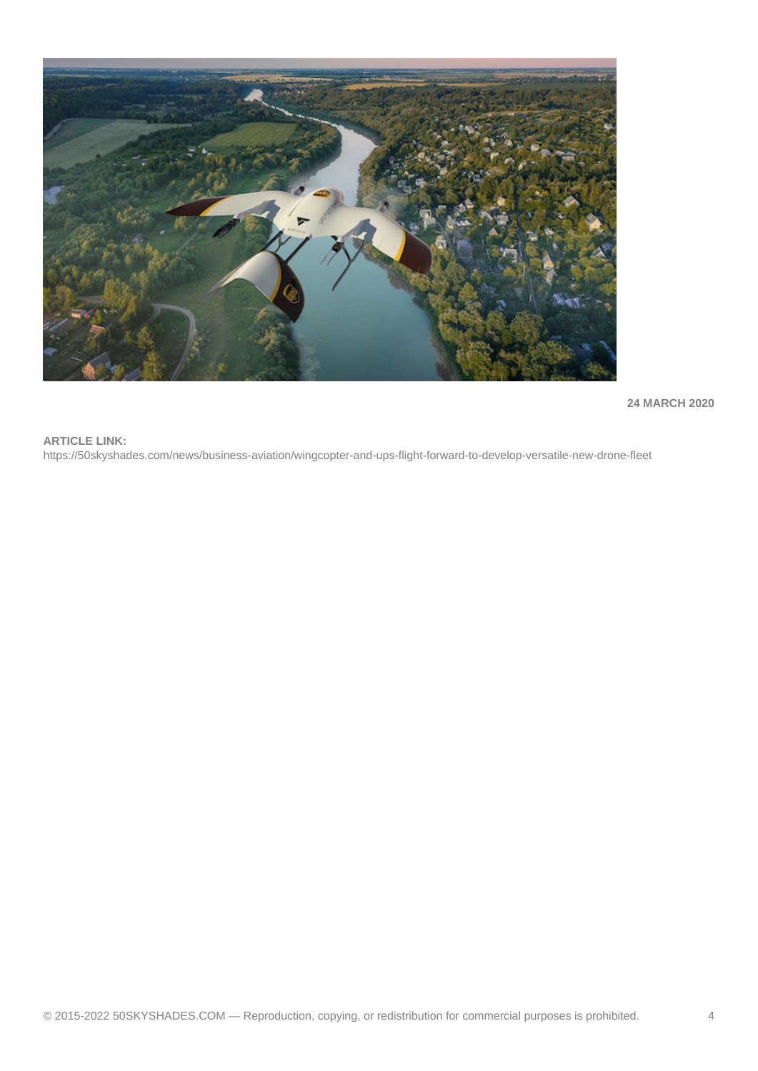**24 MARCH 2020**

**ARTICLE LINK:**
https://50skyshades.com/news/business-aviation/wingcopter-and-ups-flight-forward-to-develop-versatile-new-drone-fleet

© 2015-2022 50SKYSHADES.COM — Reproduction, copying, or redistribution for commercial purposes is prohibited.